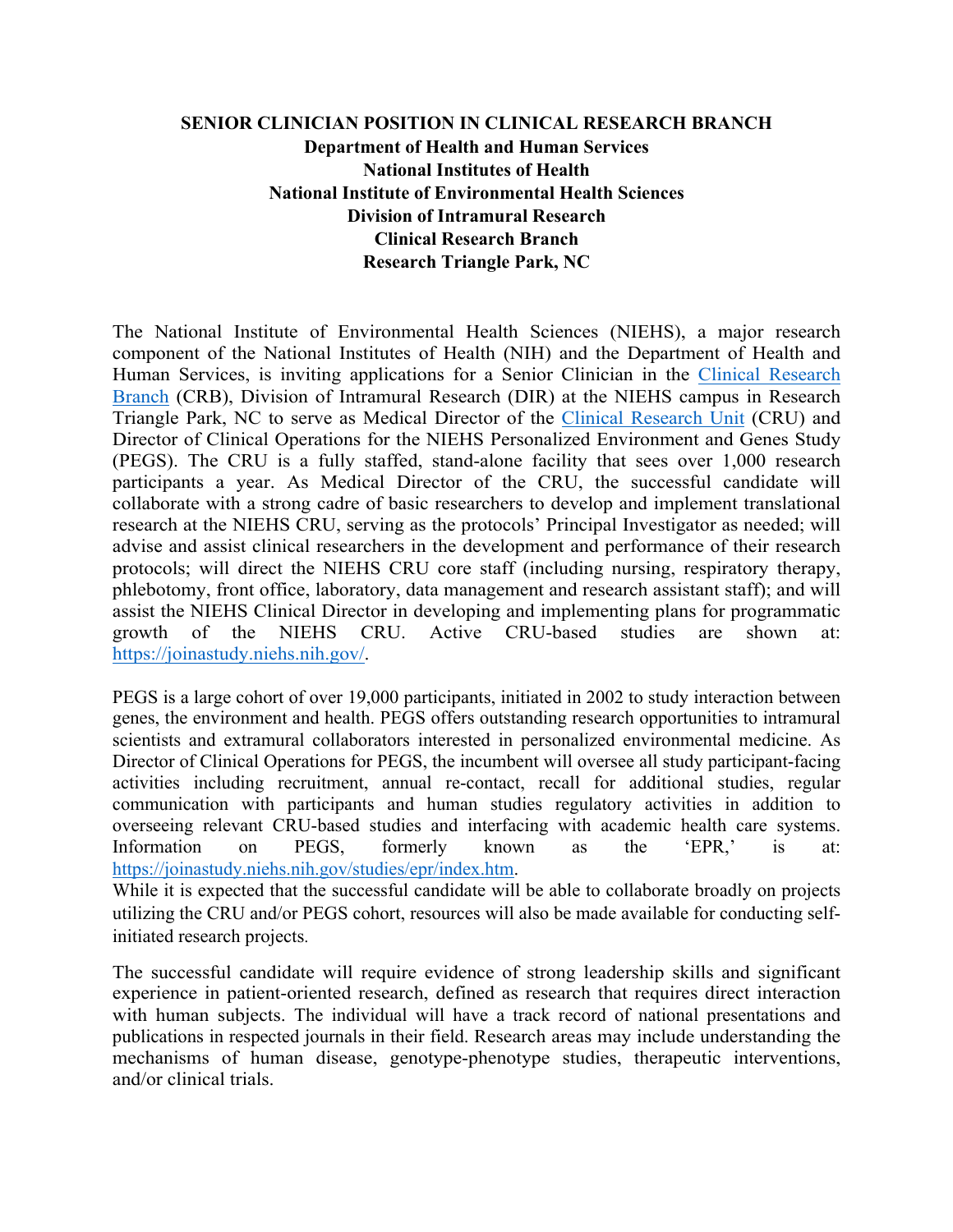# SENIOR CLINICIAN POSITION IN CLINICAL RESEARCH BRANCH

**Department of Health and Human Services**
**National Institutes of Health**
**National Institute of Environmental Health Sciences**
**Division of Intramural Research**
**Clinical Research Branch**
**Research Triangle Park, NC**

The National Institute of Environmental Health Sciences (NIEHS), a major research component of the National Institutes of Health (NIH) and the Department of Health and Human Services, is inviting applications for a Senior Clinician in the Clinical Research Branch (CRB), Division of Intramural Research (DIR) at the NIEHS campus in Research Triangle Park, NC to serve as Medical Director of the Clinical Research Unit (CRU) and Director of Clinical Operations for the NIEHS Personalized Environment and Genes Study (PEGS). The CRU is a fully staffed, stand-alone facility that sees over 1,000 research participants a year. As Medical Director of the CRU, the successful candidate will collaborate with a strong cadre of basic researchers to develop and implement translational research at the NIEHS CRU, serving as the protocols' Principal Investigator as needed; will advise and assist clinical researchers in the development and performance of their research protocols; will direct the NIEHS CRU core staff (including nursing, respiratory therapy, phlebotomy, front office, laboratory, data management and research assistant staff); and will assist the NIEHS Clinical Director in developing and implementing plans for programmatic growth of the NIEHS CRU. Active CRU-based studies are shown at: https://joinastudy.niehs.nih.gov/.

PEGS is a large cohort of over 19,000 participants, initiated in 2002 to study interaction between genes, the environment and health. PEGS offers outstanding research opportunities to intramural scientists and extramural collaborators interested in personalized environmental medicine. As Director of Clinical Operations for PEGS, the incumbent will oversee all study participant-facing activities including recruitment, annual re-contact, recall for additional studies, regular communication with participants and human studies regulatory activities in addition to overseeing relevant CRU-based studies and interfacing with academic health care systems. Information on PEGS, formerly known as the 'EPR,' is at: https://joinastudy.niehs.nih.gov/studies/epr/index.htm.

While it is expected that the successful candidate will be able to collaborate broadly on projects utilizing the CRU and/or PEGS cohort, resources will also be made available for conducting self-initiated research projects.

The successful candidate will require evidence of strong leadership skills and significant experience in patient-oriented research, defined as research that requires direct interaction with human subjects. The individual will have a track record of national presentations and publications in respected journals in their field. Research areas may include understanding the mechanisms of human disease, genotype-phenotype studies, therapeutic interventions, and/or clinical trials.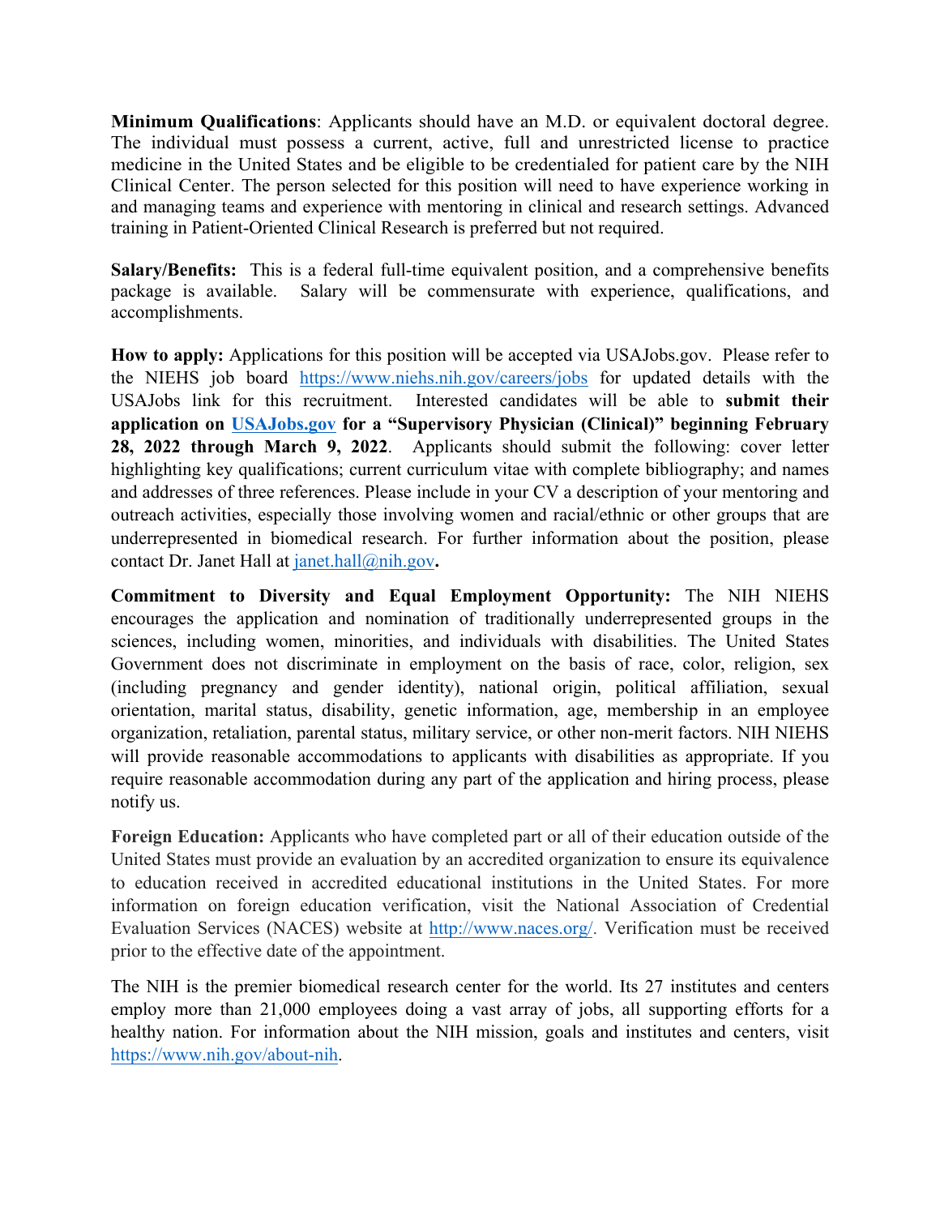**Minimum Qualifications**: Applicants should have an M.D. or equivalent doctoral degree. The individual must possess a current, active, full and unrestricted license to practice medicine in the United States and be eligible to be credentialed for patient care by the NIH Clinical Center. The person selected for this position will need to have experience working in and managing teams and experience with mentoring in clinical and research settings. Advanced training in Patient-Oriented Clinical Research is preferred but not required.

**Salary/Benefits:** This is a federal full-time equivalent position, and a comprehensive benefits package is available. Salary will be commensurate with experience, qualifications, and accomplishments.

**How to apply:** Applications for this position will be accepted via USAJobs.gov. Please refer to the NIEHS job board https://www.niehs.nih.gov/careers/jobs for updated details with the USAJobs link for this recruitment. Interested candidates will be able to **submit their application on USAJobs.gov for a "Supervisory Physician (Clinical)" beginning February 28, 2022 through March 9, 2022**. Applicants should submit the following: cover letter highlighting key qualifications; current curriculum vitae with complete bibliography; and names and addresses of three references. Please include in your CV a description of your mentoring and outreach activities, especially those involving women and racial/ethnic or other groups that are underrepresented in biomedical research. For further information about the position, please contact Dr. Janet Hall at janet.hall@nih.gov**.**

**Commitment to Diversity and Equal Employment Opportunity:** The NIH NIEHS encourages the application and nomination of traditionally underrepresented groups in the sciences, including women, minorities, and individuals with disabilities. The United States Government does not discriminate in employment on the basis of race, color, religion, sex (including pregnancy and gender identity), national origin, political affiliation, sexual orientation, marital status, disability, genetic information, age, membership in an employee organization, retaliation, parental status, military service, or other non-merit factors. NIH NIEHS will provide reasonable accommodations to applicants with disabilities as appropriate. If you require reasonable accommodation during any part of the application and hiring process, please notify us.

**Foreign Education:** Applicants who have completed part or all of their education outside of the United States must provide an evaluation by an accredited organization to ensure its equivalence to education received in accredited educational institutions in the United States. For more information on foreign education verification, visit the National Association of Credential Evaluation Services (NACES) website at http://www.naces.org/. Verification must be received prior to the effective date of the appointment.

The NIH is the premier biomedical research center for the world. Its 27 institutes and centers employ more than 21,000 employees doing a vast array of jobs, all supporting efforts for a healthy nation. For information about the NIH mission, goals and institutes and centers, visit https://www.nih.gov/about-nih.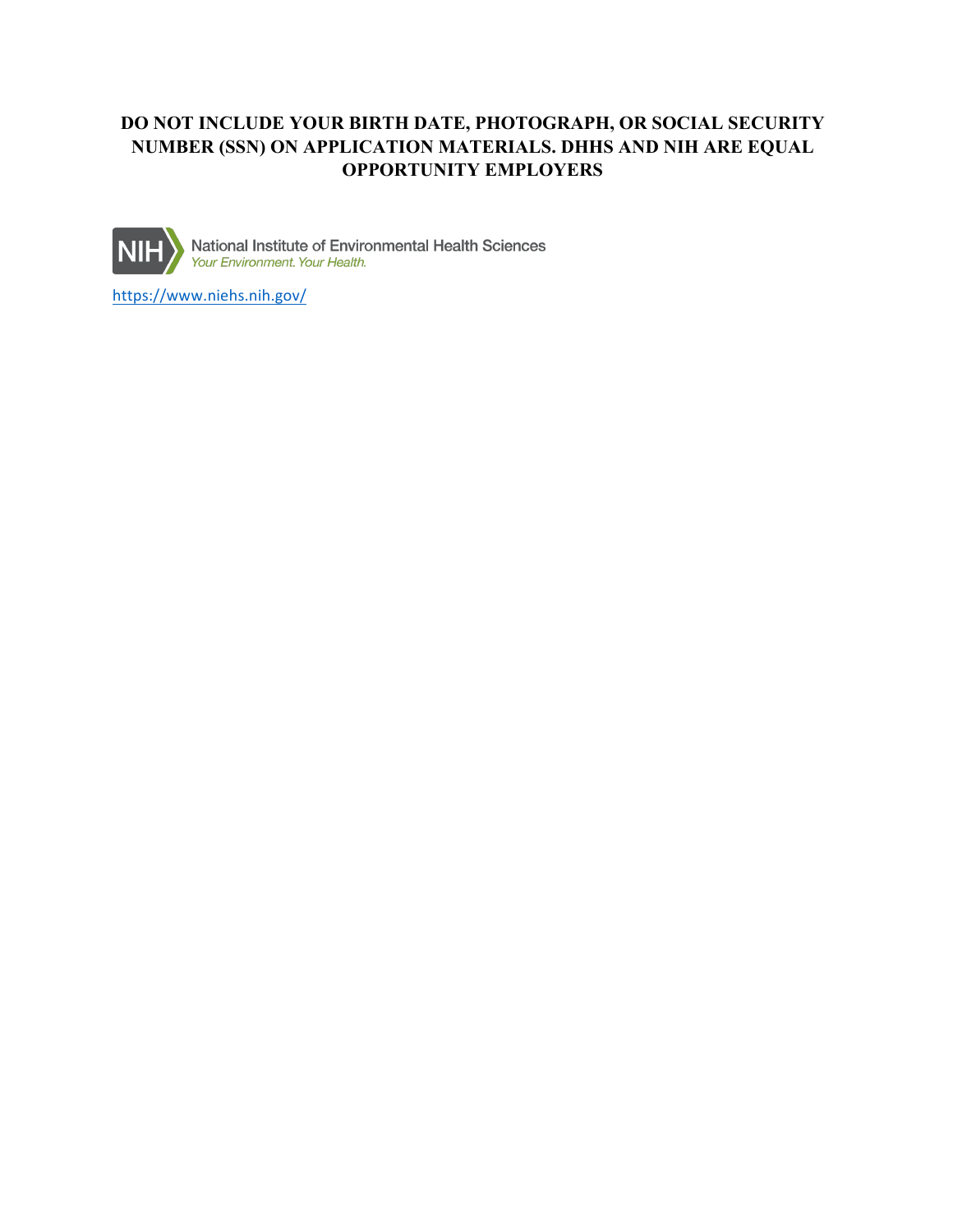**DO NOT INCLUDE YOUR BIRTH DATE, PHOTOGRAPH, OR SOCIAL SECURITY NUMBER (SSN) ON APPLICATION MATERIALS. DHHS AND NIH ARE EQUAL OPPORTUNITY EMPLOYERS**

NIH National Institute of Environmental Health Sciences
*Your Environment. Your Health.*

https://www.niehs.nih.gov/